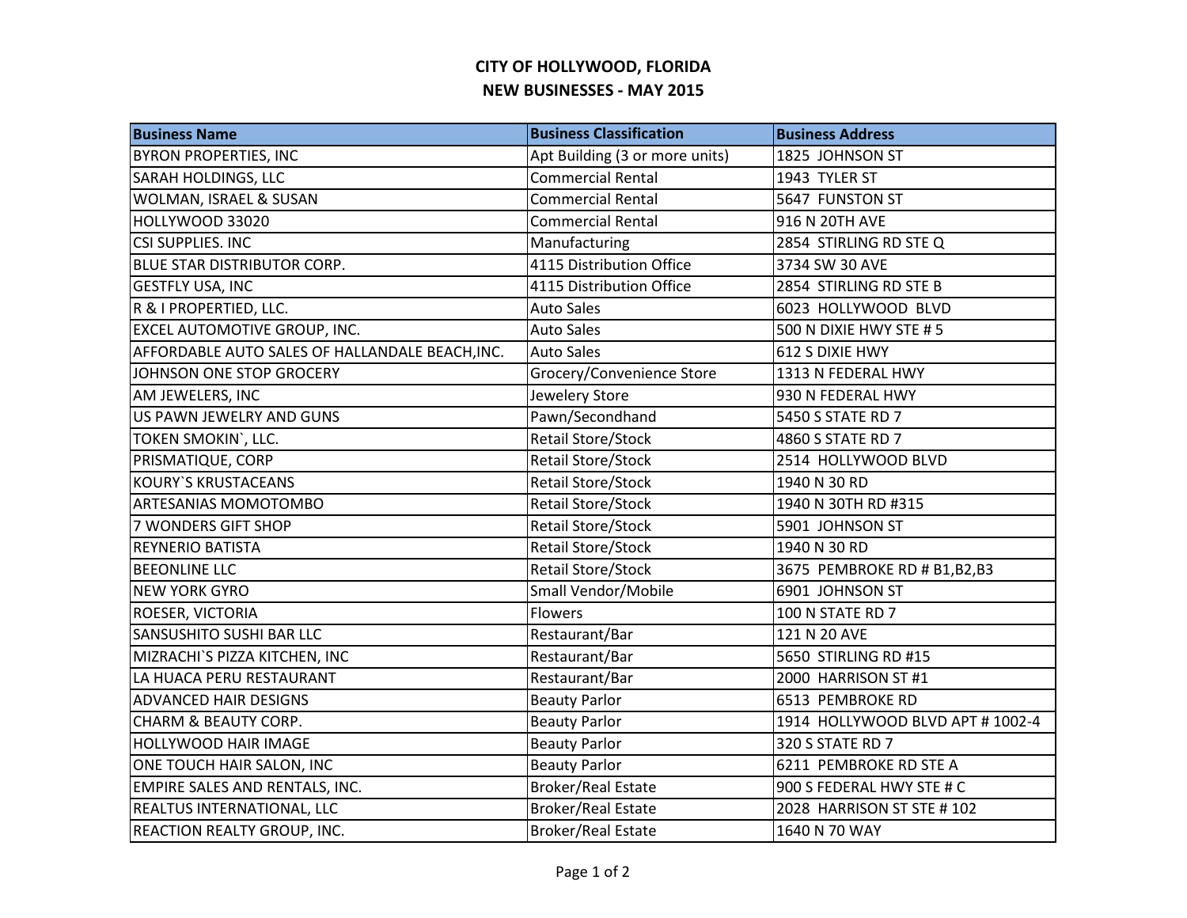# CITY OF HOLLYWOOD, FLORIDA
## NEW BUSINESSES - MAY 2015

| Business Name | Business Classification | Business Address |
|---|---|---|
| BYRON PROPERTIES, INC | Apt Building (3 or more units) | 1825 JOHNSON ST |
| SARAH HOLDINGS, LLC | Commercial Rental | 1943 TYLER ST |
| WOLMAN, ISRAEL & SUSAN | Commercial Rental | 5647 FUNSTON ST |
| HOLLYWOOD 33020 | Commercial Rental | 916 N 20TH AVE |
| CSI SUPPLIES. INC | Manufacturing | 2854 STIRLING RD STE Q |
| BLUE STAR DISTRIBUTOR CORP. | 4115 Distribution Office | 3734 SW 30 AVE |
| GESTFLY USA, INC | 4115 Distribution Office | 2854 STIRLING RD STE B |
| R & I PROPERTIED, LLC. | Auto Sales | 6023 HOLLYWOOD BLVD |
| EXCEL AUTOMOTIVE GROUP, INC. | Auto Sales | 500 N DIXIE HWY STE # 5 |
| AFFORDABLE AUTO SALES OF HALLANDALE BEACH,INC. | Auto Sales | 612 S DIXIE HWY |
| JOHNSON ONE STOP GROCERY | Grocery/Convenience Store | 1313 N FEDERAL HWY |
| AM JEWELERS, INC | Jewelery Store | 930 N FEDERAL HWY |
| US PAWN JEWELRY AND GUNS | Pawn/Secondhand | 5450 S STATE RD 7 |
| TOKEN SMOKIN`, LLC. | Retail Store/Stock | 4860 S STATE RD 7 |
| PRISMATIQUE, CORP | Retail Store/Stock | 2514 HOLLYWOOD BLVD |
| KOURY`S KRUSTACEANS | Retail Store/Stock | 1940 N 30 RD |
| ARTESANIAS MOMOTOMBO | Retail Store/Stock | 1940 N 30TH RD #315 |
| 7 WONDERS GIFT SHOP | Retail Store/Stock | 5901 JOHNSON ST |
| REYNERIO BATISTA | Retail Store/Stock | 1940 N 30 RD |
| BEEONLINE LLC | Retail Store/Stock | 3675 PEMBROKE RD # B1,B2,B3 |
| NEW YORK GYRO | Small Vendor/Mobile | 6901 JOHNSON ST |
| ROESER, VICTORIA | Flowers | 100 N STATE RD 7 |
| SANSUSHITO SUSHI BAR LLC | Restaurant/Bar | 121 N 20 AVE |
| MIZRACHI`S PIZZA KITCHEN, INC | Restaurant/Bar | 5650 STIRLING RD #15 |
| LA HUACA PERU RESTAURANT | Restaurant/Bar | 2000 HARRISON ST #1 |
| ADVANCED HAIR DESIGNS | Beauty Parlor | 6513 PEMBROKE RD |
| CHARM & BEAUTY CORP. | Beauty Parlor | 1914 HOLLYWOOD BLVD APT # 1002-4 |
| HOLLYWOOD HAIR IMAGE | Beauty Parlor | 320 S STATE RD 7 |
| ONE TOUCH HAIR SALON, INC | Beauty Parlor | 6211 PEMBROKE RD STE A |
| EMPIRE SALES AND RENTALS, INC. | Broker/Real Estate | 900 S FEDERAL HWY STE # C |
| REALTUS INTERNATIONAL, LLC | Broker/Real Estate | 2028 HARRISON ST STE # 102 |
| REACTION REALTY GROUP, INC. | Broker/Real Estate | 1640 N 70 WAY |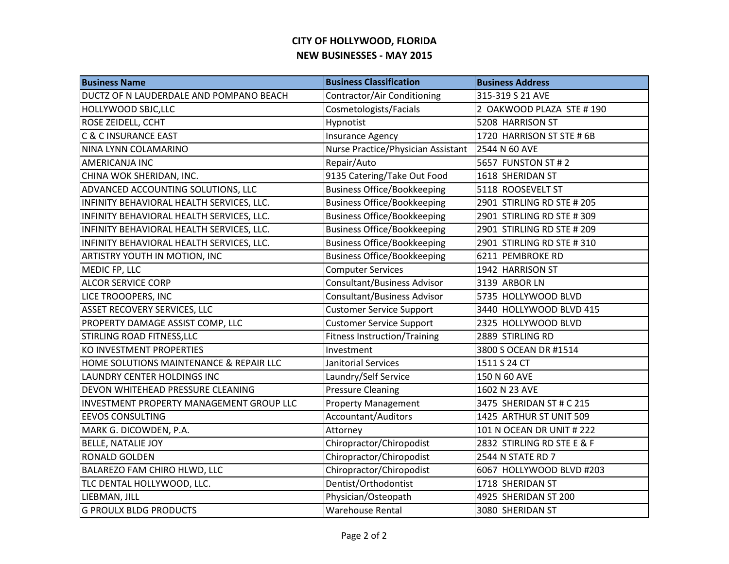# CITY OF HOLLYWOOD, FLORIDA

## NEW BUSINESSES - MAY 2015

| Business Name | Business Classification | Business Address |
|---|---|---|
| DUCTZ OF N LAUDERDALE AND POMPANO BEACH | Contractor/Air Conditioning | 315-319 S 21 AVE |
| HOLLYWOOD SBJC,LLC | Cosmetologists/Facials | 2 OAKWOOD PLAZA STE # 190 |
| ROSE ZEIDELL, CCHT | Hypnotist | 5208 HARRISON ST |
| C & C INSURANCE EAST | Insurance Agency | 1720 HARRISON ST STE # 6B |
| NINA LYNN COLAMARINO | Nurse Practice/Physician Assistant | 2544 N 60 AVE |
| AMERICANJA INC | Repair/Auto | 5657 FUNSTON ST # 2 |
| CHINA WOK SHERIDAN, INC. | 9135 Catering/Take Out Food | 1618 SHERIDAN ST |
| ADVANCED ACCOUNTING SOLUTIONS, LLC | Business Office/Bookkeeping | 5118 ROOSEVELT ST |
| INFINITY BEHAVIORAL HEALTH SERVICES, LLC. | Business Office/Bookkeeping | 2901 STIRLING RD STE # 205 |
| INFINITY BEHAVIORAL HEALTH SERVICES, LLC. | Business Office/Bookkeeping | 2901 STIRLING RD STE # 309 |
| INFINITY BEHAVIORAL HEALTH SERVICES, LLC. | Business Office/Bookkeeping | 2901 STIRLING RD STE # 209 |
| INFINITY BEHAVIORAL HEALTH SERVICES, LLC. | Business Office/Bookkeeping | 2901 STIRLING RD STE # 310 |
| ARTISTRY YOUTH IN MOTION, INC | Business Office/Bookkeeping | 6211 PEMBROKE RD |
| MEDIC FP, LLC | Computer Services | 1942 HARRISON ST |
| ALCOR SERVICE CORP | Consultant/Business Advisor | 3139 ARBOR LN |
| LICE TROOOPERS, INC | Consultant/Business Advisor | 5735 HOLLYWOOD BLVD |
| ASSET RECOVERY SERVICES, LLC | Customer Service Support | 3440 HOLLYWOOD BLVD 415 |
| PROPERTY DAMAGE ASSIST COMP, LLC | Customer Service Support | 2325 HOLLYWOOD BLVD |
| STIRLING ROAD FITNESS,LLC | Fitness Instruction/Training | 2889 STIRLING RD |
| KO INVESTMENT PROPERTIES | Investment | 3800 S OCEAN DR #1514 |
| HOME SOLUTIONS MAINTENANCE & REPAIR LLC | Janitorial Services | 1511 S 24 CT |
| LAUNDRY CENTER HOLDINGS INC | Laundry/Self Service | 150 N 60 AVE |
| DEVON WHITEHEAD PRESSURE CLEANING | Pressure Cleaning | 1602 N 23 AVE |
| INVESTMENT PROPERTY MANAGEMENT GROUP LLC | Property Management | 3475 SHERIDAN ST # C 215 |
| EEVOS CONSULTING | Accountant/Auditors | 1425 ARTHUR ST UNIT 509 |
| MARK G. DICOWDEN, P.A. | Attorney | 101 N OCEAN DR UNIT # 222 |
| BELLE, NATALIE JOY | Chiropractor/Chiropodist | 2832 STIRLING RD STE E & F |
| RONALD GOLDEN | Chiropractor/Chiropodist | 2544 N STATE RD 7 |
| BALAREZO FAM CHIRO HLWD, LLC | Chiropractor/Chiropodist | 6067 HOLLYWOOD BLVD #203 |
| TLC DENTAL HOLLYWOOD, LLC. | Dentist/Orthodontist | 1718 SHERIDAN ST |
| LIEBMAN, JILL | Physician/Osteopath | 4925 SHERIDAN ST 200 |
| G PROULX BLDG PRODUCTS | Warehouse Rental | 3080 SHERIDAN ST |